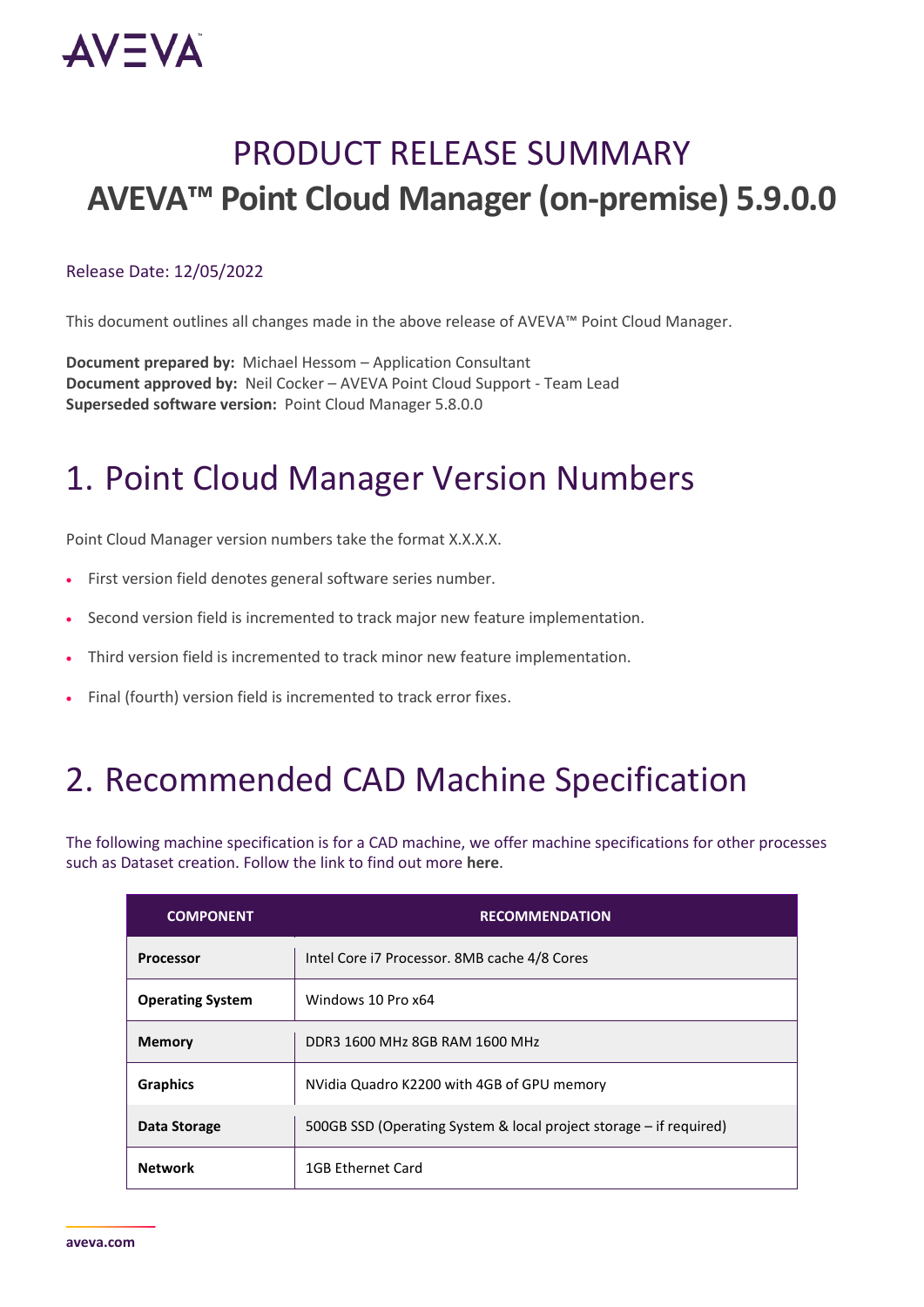# PRODUCT RELEASE SUMMARY

# AVEVA™ Point Cloud Manager (on-premise) 5.9.0.0

Release Date: 12/05/2022

This document outlines all changes made in the above release of AVEVA™ Point Cloud Manager.

**Document prepared by:** Michael Hessom – Application Consultant
**Document approved by:** Neil Cocker – AVEVA Point Cloud Support - Team Lead
**Superseded software version:** Point Cloud Manager 5.8.0.0

## 1. Point Cloud Manager Version Numbers

Point Cloud Manager version numbers take the format X.X.X.X.

- First version field denotes general software series number.
- Second version field is incremented to track major new feature implementation.
- Third version field is incremented to track minor new feature implementation.
- Final (fourth) version field is incremented to track error fixes.

## 2. Recommended CAD Machine Specification

The following machine specification is for a CAD machine, we offer machine specifications for other processes such as Dataset creation. Follow the link to find out more **here**.

| COMPONENT | RECOMMENDATION |
|---|---|
| **Processor** | Intel Core i7 Processor. 8MB cache 4/8 Cores |
| **Operating System** | Windows 10 Pro x64 |
| **Memory** | DDR3 1600 MHz 8GB RAM 1600 MHz |
| **Graphics** | NVidia Quadro K2200 with 4GB of GPU memory |
| **Data Storage** | 500GB SSD (Operating System & local project storage – if required) |
| **Network** | 1GB Ethernet Card |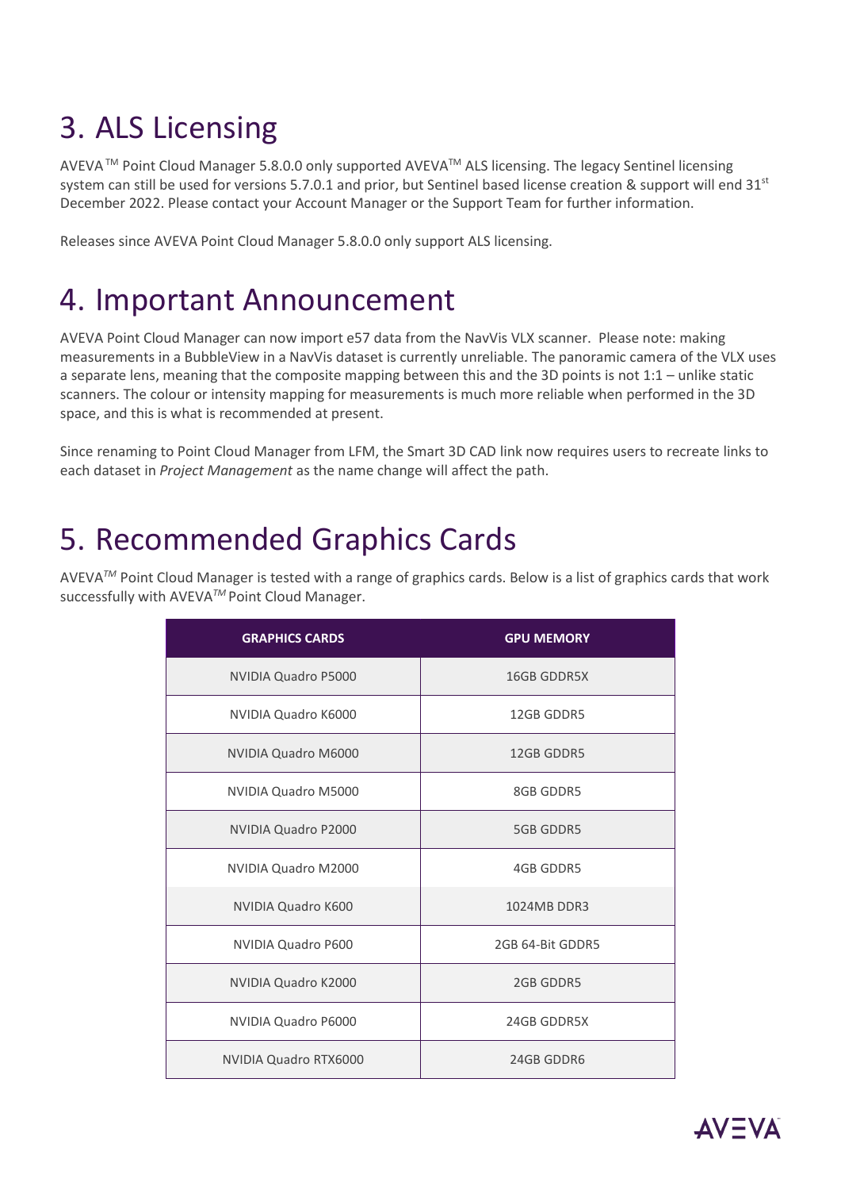# 3. ALS Licensing

AVEVA$^{TM}$ Point Cloud Manager 5.8.0.0 only supported AVEVA$^{TM}$ ALS licensing. The legacy Sentinel licensing system can still be used for versions 5.7.0.1 and prior, but Sentinel based license creation & support will end 31$^{st}$ December 2022. Please contact your Account Manager or the Support Team for further information.

Releases since AVEVA Point Cloud Manager 5.8.0.0 only support ALS licensing.

# 4. Important Announcement

AVEVA Point Cloud Manager can now import e57 data from the NavVis VLX scanner. Please note: making measurements in a BubbleView in a NavVis dataset is currently unreliable. The panoramic camera of the VLX uses a separate lens, meaning that the composite mapping between this and the 3D points is not 1:1 – unlike static scanners. The colour or intensity mapping for measurements is much more reliable when performed in the 3D space, and this is what is recommended at present.

Since renaming to Point Cloud Manager from LFM, the Smart 3D CAD link now requires users to recreate links to each dataset in *Project Management* as the name change will affect the path.

# 5. Recommended Graphics Cards

AVEVA$^{TM}$ Point Cloud Manager is tested with a range of graphics cards. Below is a list of graphics cards that work successfully with AVEVA$^{TM}$ Point Cloud Manager.

| GRAPHICS CARDS | GPU MEMORY |
|---|---|
| NVIDIA Quadro P5000 | 16GB GDDR5X |
| NVIDIA Quadro K6000 | 12GB GDDR5 |
| NVIDIA Quadro M6000 | 12GB GDDR5 |
| NVIDIA Quadro M5000 | 8GB GDDR5 |
| NVIDIA Quadro P2000 | 5GB GDDR5 |
| NVIDIA Quadro M2000 | 4GB GDDR5 |
| NVIDIA Quadro K600 | 1024MB DDR3 |
| NVIDIA Quadro P600 | 2GB 64-Bit GDDR5 |
| NVIDIA Quadro K2000 | 2GB GDDR5 |
| NVIDIA Quadro P6000 | 24GB GDDR5X |
| NVIDIA Quadro RTX6000 | 24GB GDDR6 |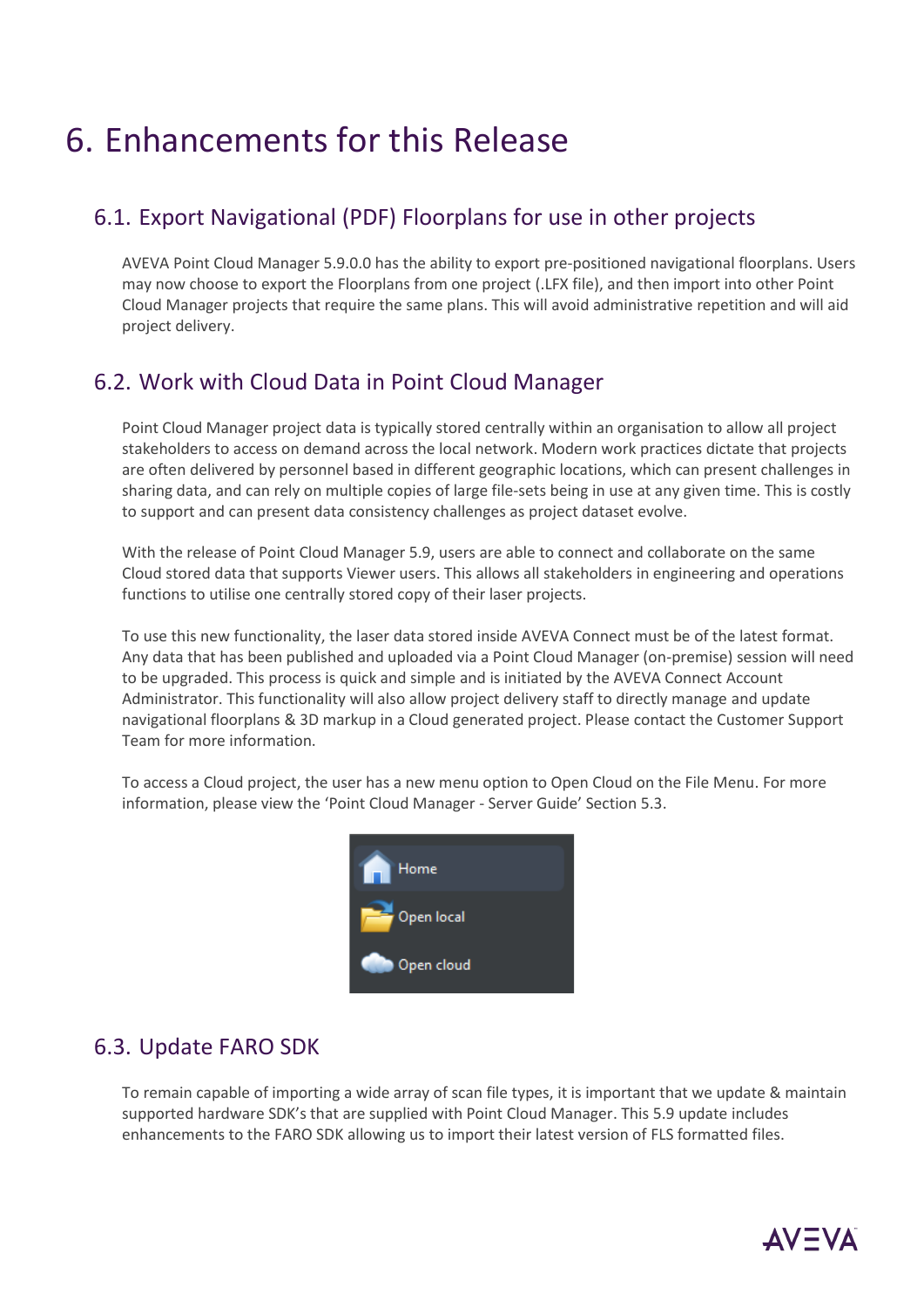# 6. Enhancements for this Release

## 6.1. Export Navigational (PDF) Floorplans for use in other projects

AVEVA Point Cloud Manager 5.9.0.0 has the ability to export pre-positioned navigational floorplans. Users may now choose to export the Floorplans from one project (.LFX file), and then import into other Point Cloud Manager projects that require the same plans. This will avoid administrative repetition and will aid project delivery.

## 6.2. Work with Cloud Data in Point Cloud Manager

Point Cloud Manager project data is typically stored centrally within an organisation to allow all project stakeholders to access on demand across the local network. Modern work practices dictate that projects are often delivered by personnel based in different geographic locations, which can present challenges in sharing data, and can rely on multiple copies of large file-sets being in use at any given time. This is costly to support and can present data consistency challenges as project dataset evolve.

With the release of Point Cloud Manager 5.9, users are able to connect and collaborate on the same Cloud stored data that supports Viewer users. This allows all stakeholders in engineering and operations functions to utilise one centrally stored copy of their laser projects.

To use this new functionality, the laser data stored inside AVEVA Connect must be of the latest format. Any data that has been published and uploaded via a Point Cloud Manager (on-premise) session will need to be upgraded. This process is quick and simple and is initiated by the AVEVA Connect Account Administrator. This functionality will also allow project delivery staff to directly manage and update navigational floorplans & 3D markup in a Cloud generated project. Please contact the Customer Support Team for more information.

To access a Cloud project, the user has a new menu option to Open Cloud on the File Menu. For more information, please view the 'Point Cloud Manager - Server Guide' Section 5.3.

Home
Open local
Open cloud

## 6.3. Update FARO SDK

To remain capable of importing a wide array of scan file types, it is important that we update & maintain supported hardware SDK's that are supplied with Point Cloud Manager. This 5.9 update includes enhancements to the FARO SDK allowing us to import their latest version of FLS formatted files.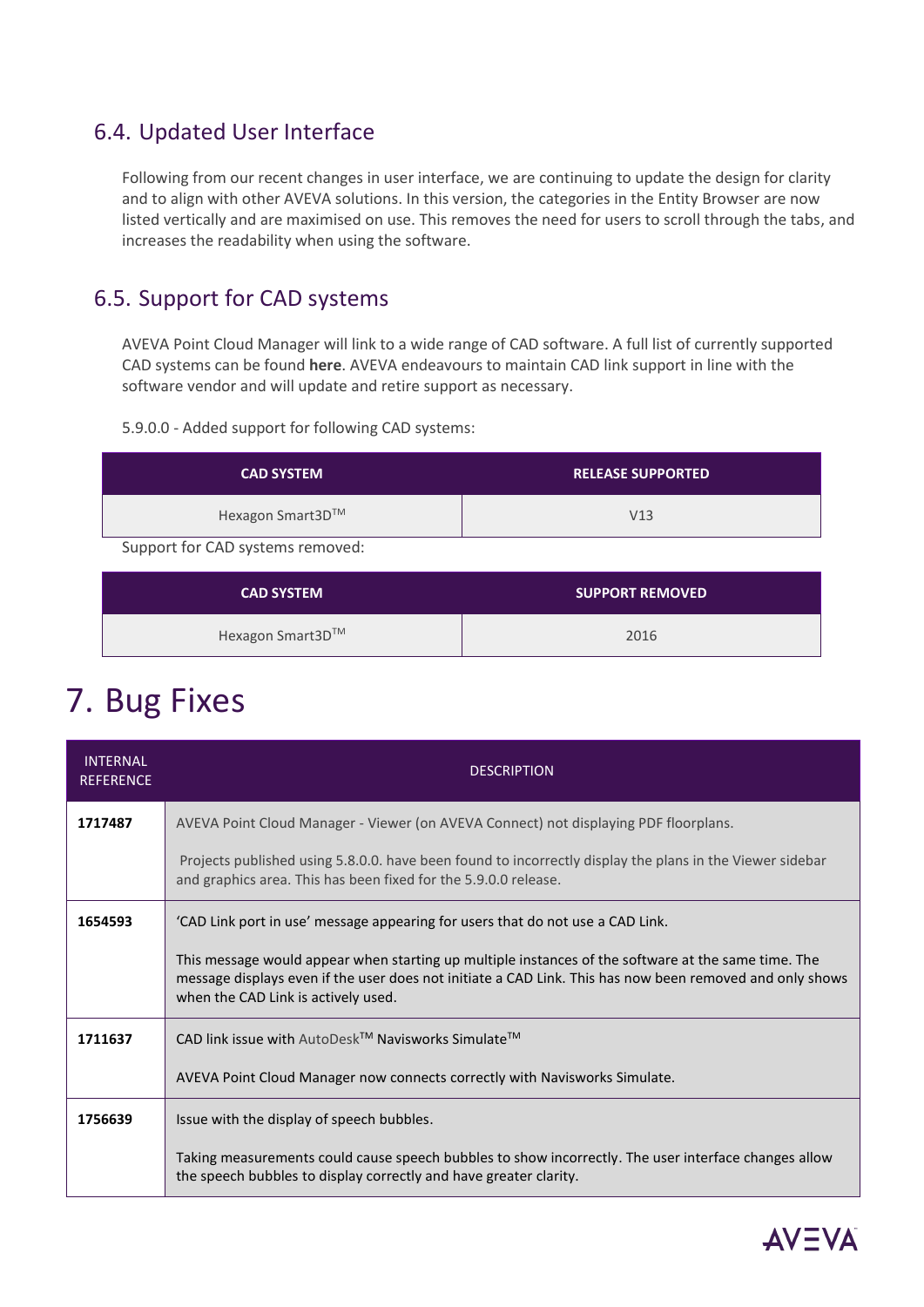## 6.4. Updated User Interface

Following from our recent changes in user interface, we are continuing to update the design for clarity and to align with other AVEVA solutions. In this version, the categories in the Entity Browser are now listed vertically and are maximised on use. This removes the need for users to scroll through the tabs, and increases the readability when using the software.

## 6.5. Support for CAD systems

AVEVA Point Cloud Manager will link to a wide range of CAD software. A full list of currently supported CAD systems can be found **here**. AVEVA endeavours to maintain CAD link support in line with the software vendor and will update and retire support as necessary.

5.9.0.0 - Added support for following CAD systems:

| CAD SYSTEM | RELEASE SUPPORTED |
|---|---|
| Hexagon Smart3D™ | V13 |

Support for CAD systems removed:

| CAD SYSTEM | SUPPORT REMOVED |
|---|---|
| Hexagon Smart3D™ | 2016 |

# 7. Bug Fixes

| INTERNAL REFERENCE | DESCRIPTION |
|---|---|
| **1717487** | AVEVA Point Cloud Manager - Viewer (on AVEVA Connect) not displaying PDF floorplans.<br><br>Projects published using 5.8.0.0. have been found to incorrectly display the plans in the Viewer sidebar and graphics area. This has been fixed for the 5.9.0.0 release. |
| **1654593** | 'CAD Link port in use' message appearing for users that do not use a CAD Link.<br><br>This message would appear when starting up multiple instances of the software at the same time. The message displays even if the user does not initiate a CAD Link. This has now been removed and only shows when the CAD Link is actively used. |
| **1711637** | CAD link issue with AutoDesk™ Navisworks Simulate™<br><br>AVEVA Point Cloud Manager now connects correctly with Navisworks Simulate. |
| **1756639** | Issue with the display of speech bubbles.<br><br>Taking measurements could cause speech bubbles to show incorrectly. The user interface changes allow the speech bubbles to display correctly and have greater clarity. |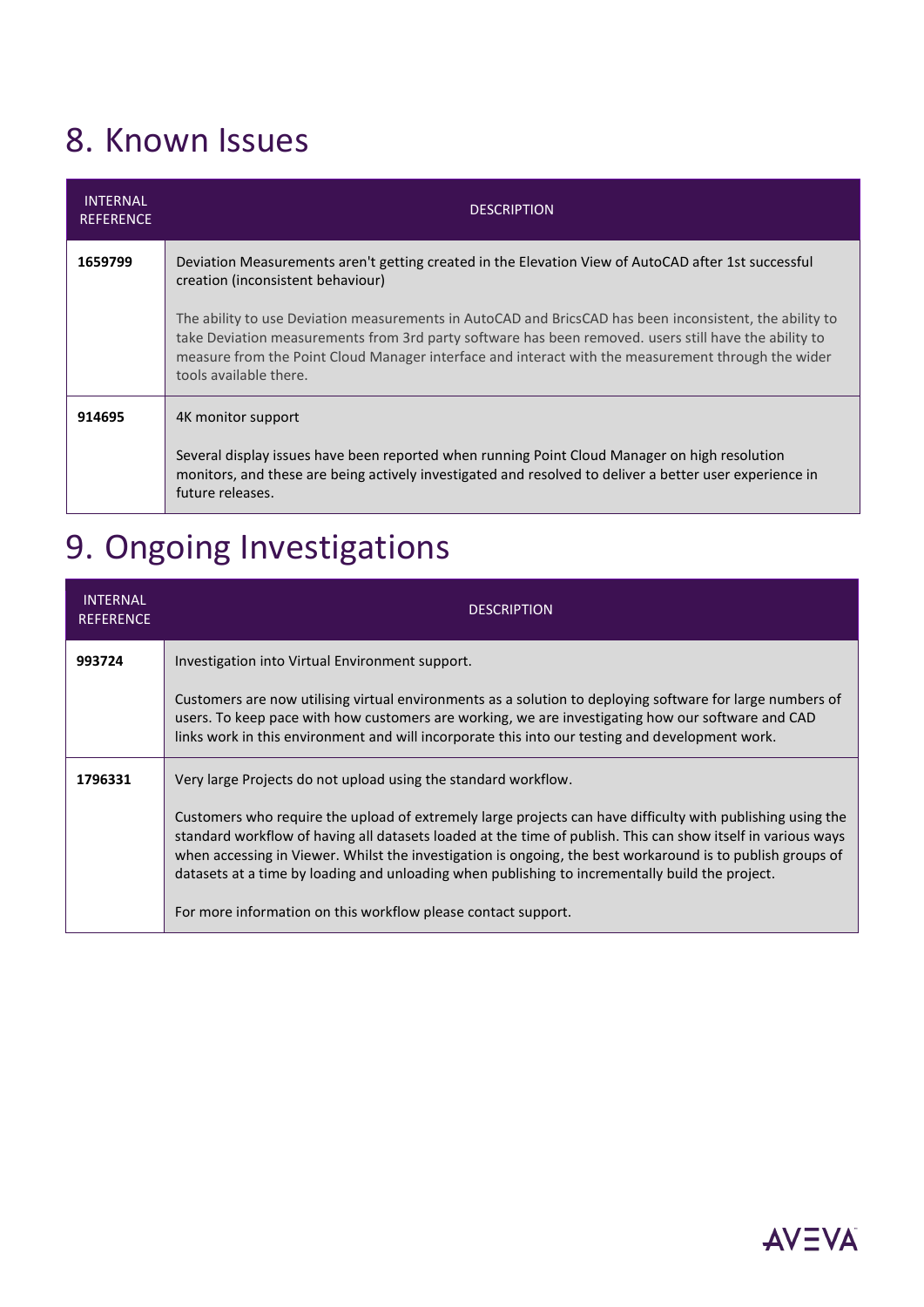# 8. Known Issues

| INTERNAL REFERENCE | DESCRIPTION |
|---|---|
| **1659799** | Deviation Measurements aren't getting created in the Elevation View of AutoCAD after 1st successful creation (inconsistent behaviour)<br><br>The ability to use Deviation measurements in AutoCAD and BricsCAD has been inconsistent, the ability to take Deviation measurements from 3rd party software has been removed. users still have the ability to measure from the Point Cloud Manager interface and interact with the measurement through the wider tools available there. |
| **914695** | 4K monitor support<br><br>Several display issues have been reported when running Point Cloud Manager on high resolution monitors, and these are being actively investigated and resolved to deliver a better user experience in future releases. |

# 9. Ongoing Investigations

| INTERNAL REFERENCE | DESCRIPTION |
|---|---|
| **993724** | Investigation into Virtual Environment support.<br><br>Customers are now utilising virtual environments as a solution to deploying software for large numbers of users. To keep pace with how customers are working, we are investigating how our software and CAD links work in this environment and will incorporate this into our testing and development work. |
| **1796331** | Very large Projects do not upload using the standard workflow.<br><br>Customers who require the upload of extremely large projects can have difficulty with publishing using the standard workflow of having all datasets loaded at the time of publish. This can show itself in various ways when accessing in Viewer. Whilst the investigation is ongoing, the best workaround is to publish groups of datasets at a time by loading and unloading when publishing to incrementally build the project.<br><br>For more information on this workflow please contact support. |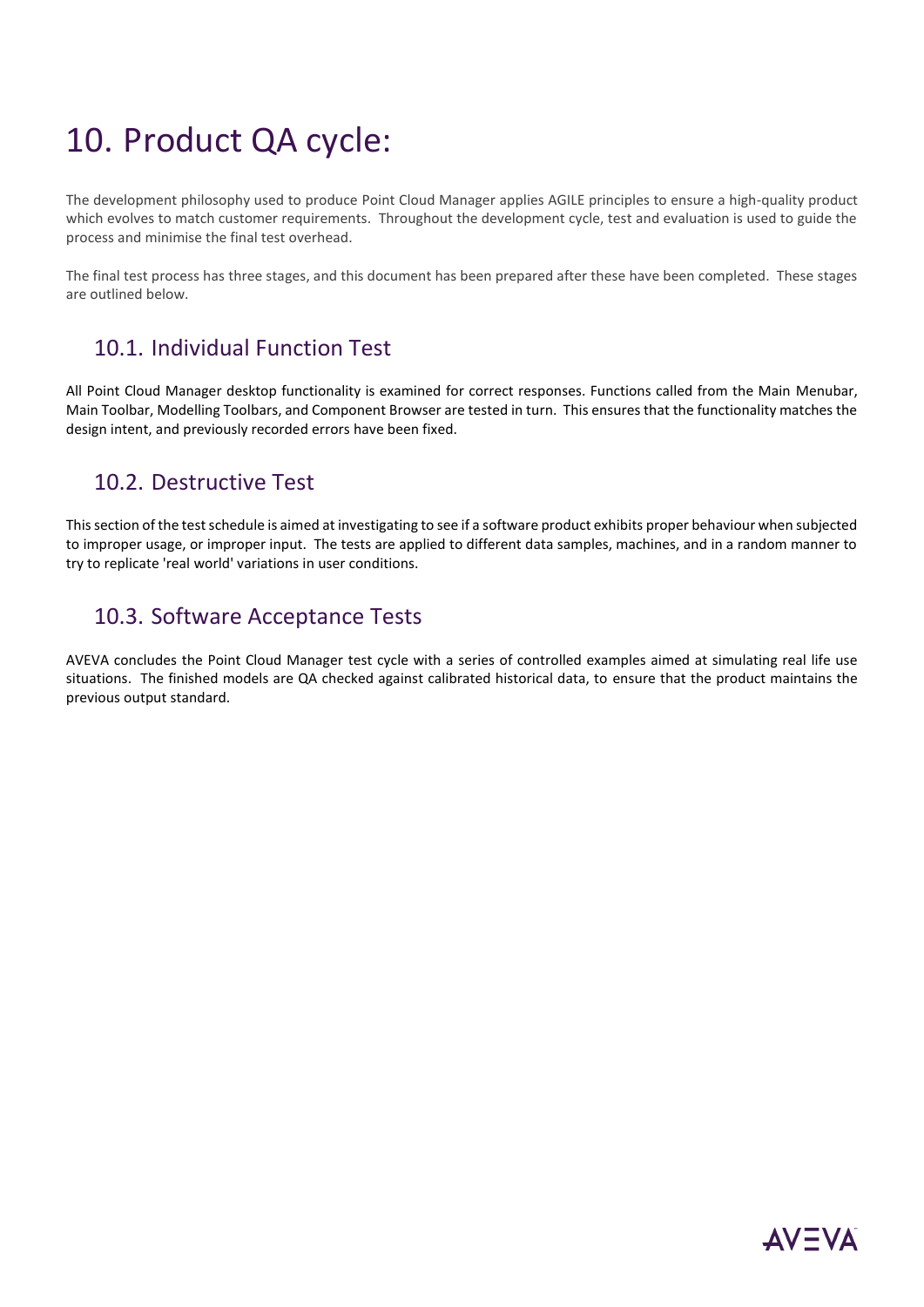# 10. Product QA cycle:

The development philosophy used to produce Point Cloud Manager applies AGILE principles to ensure a high-quality product which evolves to match customer requirements. Throughout the development cycle, test and evaluation is used to guide the process and minimise the final test overhead.

The final test process has three stages, and this document has been prepared after these have been completed. These stages are outlined below.

## 10.1. Individual Function Test

All Point Cloud Manager desktop functionality is examined for correct responses. Functions called from the Main Menubar, Main Toolbar, Modelling Toolbars, and Component Browser are tested in turn. This ensures that the functionality matches the design intent, and previously recorded errors have been fixed.

## 10.2. Destructive Test

This section of the test schedule is aimed at investigating to see if a software product exhibits proper behaviour when subjected to improper usage, or improper input. The tests are applied to different data samples, machines, and in a random manner to try to replicate 'real world' variations in user conditions.

## 10.3. Software Acceptance Tests

AVEVA concludes the Point Cloud Manager test cycle with a series of controlled examples aimed at simulating real life use situations. The finished models are QA checked against calibrated historical data, to ensure that the product maintains the previous output standard.